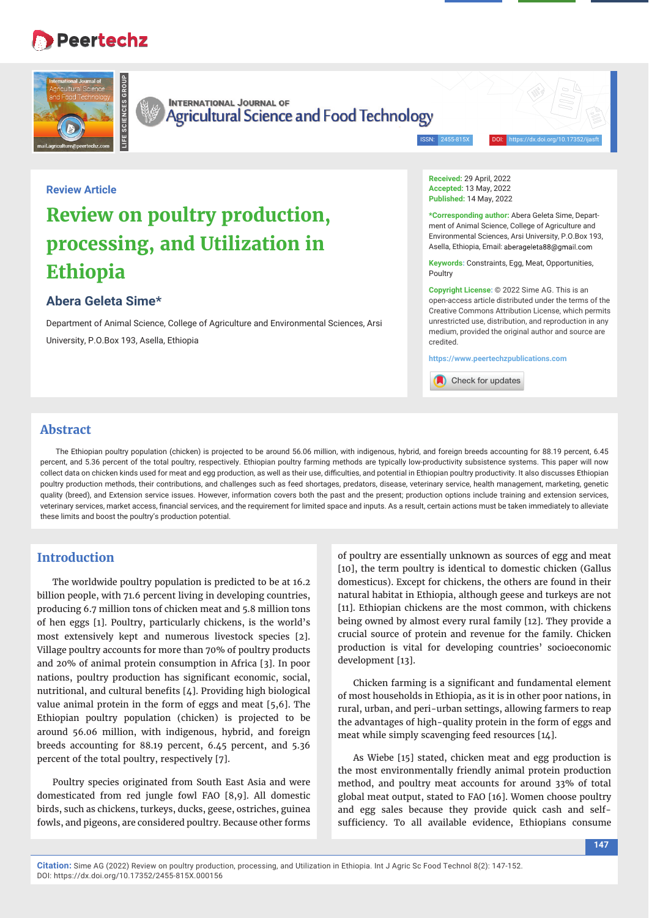Review Article

# Review on poultry production, processing, and Utilization in Ethiopia

## Abera Geleta Sime*

Department of Animal Science, College of Agriculture and Environmental Sciences, Arsi University, P.O.Box 193, Asella, Ethiopia

**Received:** 29 April, 2022
**Accepted:** 13 May, 2022
**Published:** 14 May, 2022

***Corresponding author:** Abera Geleta Sime, Department of Animal Science, College of Agriculture and Environmental Sciences, Arsi University, P.O.Box 193, Asella, Ethiopia, Email: aberageleta88@gmail.com

**Keywords:** Constraints, Egg, Meat, Opportunities, Poultry

**Copyright License:** © 2022 Sime AG. This is an open-access article distributed under the terms of the Creative Commons Attribution License, which permits unrestricted use, distribution, and reproduction in any medium, provided the original author and source are credited.

https://www.peertechzpublications.com

## Abstract

The Ethiopian poultry population (chicken) is projected to be around 56.06 million, with indigenous, hybrid, and foreign breeds accounting for 88.19 percent, 6.45 percent, and 5.36 percent of the total poultry, respectively. Ethiopian poultry farming methods are typically low-productivity subsistence systems. This paper will now collect data on chicken kinds used for meat and egg production, as well as their use, difficulties, and potential in Ethiopian poultry productivity. It also discusses Ethiopian poultry production methods, their contributions, and challenges such as feed shortages, predators, disease, veterinary service, health management, marketing, genetic quality (breed), and Extension service issues. However, information covers both the past and the present; production options include training and extension services, veterinary services, market access, financial services, and the requirement for limited space and inputs. As a result, certain actions must be taken immediately to alleviate these limits and boost the poultry's production potential.

## Introduction

The worldwide poultry population is predicted to be at 16.2 billion people, with 71.6 percent living in developing countries, producing 6.7 million tons of chicken meat and 5.8 million tons of hen eggs [1]. Poultry, particularly chickens, is the world's most extensively kept and numerous livestock species [2]. Village poultry accounts for more than 70% of poultry products and 20% of animal protein consumption in Africa [3]. In poor nations, poultry production has significant economic, social, nutritional, and cultural benefits [4]. Providing high biological value animal protein in the form of eggs and meat [5,6]. The Ethiopian poultry population (chicken) is projected to be around 56.06 million, with indigenous, hybrid, and foreign breeds accounting for 88.19 percent, 6.45 percent, and 5.36 percent of the total poultry, respectively [7].

Poultry species originated from South East Asia and were domesticated from red jungle fowl FAO [8,9]. All domestic birds, such as chickens, turkeys, ducks, geese, ostriches, guinea fowls, and pigeons, are considered poultry. Because other forms of poultry are essentially unknown as sources of egg and meat [10], the term poultry is identical to domestic chicken (Gallus domesticus). Except for chickens, the others are found in their natural habitat in Ethiopia, although geese and turkeys are not [11]. Ethiopian chickens are the most common, with chickens being owned by almost every rural family [12]. They provide a crucial source of protein and revenue for the family. Chicken production is vital for developing countries' socioeconomic development [13].

Chicken farming is a significant and fundamental element of most households in Ethiopia, as it is in other poor nations, in rural, urban, and peri-urban settings, allowing farmers to reap the advantages of high-quality protein in the form of eggs and meat while simply scavenging feed resources [14].

As Wiebe [15] stated, chicken meat and egg production is the most environmentally friendly animal protein production method, and poultry meat accounts for around 33% of total global meat output, stated to FAO [16]. Women choose poultry and egg sales because they provide quick cash and self-sufficiency. To all available evidence, Ethiopians consume

**Citation:** Sime AG (2022) Review on poultry production, processing, and Utilization in Ethiopia. Int J Agric Sc Food Technol 8(2): 147-152. DOI: https://dx.doi.org/10.17352/2455-815X.000156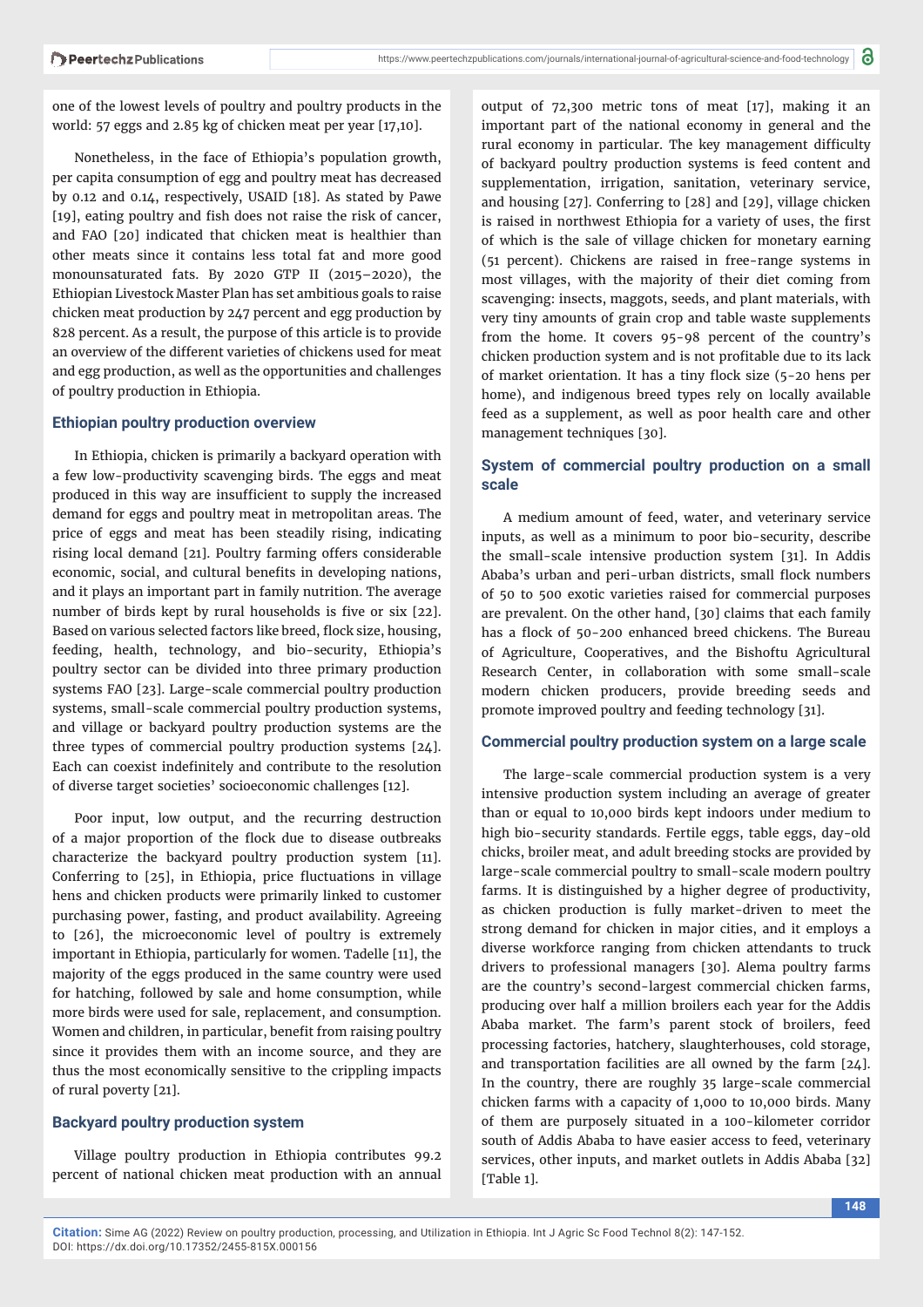one of the lowest levels of poultry and poultry products in the world: 57 eggs and 2.85 kg of chicken meat per year [17,10].

Nonetheless, in the face of Ethiopia's population growth, per capita consumption of egg and poultry meat has decreased by 0.12 and 0.14, respectively, USAID [18]. As stated by Pawe [19], eating poultry and fish does not raise the risk of cancer, and FAO [20] indicated that chicken meat is healthier than other meats since it contains less total fat and more good monounsaturated fats. By 2020 GTP II (2015–2020), the Ethiopian Livestock Master Plan has set ambitious goals to raise chicken meat production by 247 percent and egg production by 828 percent. As a result, the purpose of this article is to provide an overview of the different varieties of chickens used for meat and egg production, as well as the opportunities and challenges of poultry production in Ethiopia.

## Ethiopian poultry production overview

In Ethiopia, chicken is primarily a backyard operation with a few low-productivity scavenging birds. The eggs and meat produced in this way are insufficient to supply the increased demand for eggs and poultry meat in metropolitan areas. The price of eggs and meat has been steadily rising, indicating rising local demand [21]. Poultry farming offers considerable economic, social, and cultural benefits in developing nations, and it plays an important part in family nutrition. The average number of birds kept by rural households is five or six [22]. Based on various selected factors like breed, flock size, housing, feeding, health, technology, and bio-security, Ethiopia's poultry sector can be divided into three primary production systems FAO [23]. Large-scale commercial poultry production systems, small-scale commercial poultry production systems, and village or backyard poultry production systems are the three types of commercial poultry production systems [24]. Each can coexist indefinitely and contribute to the resolution of diverse target societies' socioeconomic challenges [12].

Poor input, low output, and the recurring destruction of a major proportion of the flock due to disease outbreaks characterize the backyard poultry production system [11]. Conferring to [25], in Ethiopia, price fluctuations in village hens and chicken products were primarily linked to customer purchasing power, fasting, and product availability. Agreeing to [26], the microeconomic level of poultry is extremely important in Ethiopia, particularly for women. Tadelle [11], the majority of the eggs produced in the same country were used for hatching, followed by sale and home consumption, while more birds were used for sale, replacement, and consumption. Women and children, in particular, benefit from raising poultry since it provides them with an income source, and they are thus the most economically sensitive to the crippling impacts of rural poverty [21].

## Backyard poultry production system

Village poultry production in Ethiopia contributes 99.2 percent of national chicken meat production with an annual output of 72,300 metric tons of meat [17], making it an important part of the national economy in general and the rural economy in particular. The key management difficulty of backyard poultry production systems is feed content and supplementation, irrigation, sanitation, veterinary service, and housing [27]. Conferring to [28] and [29], village chicken is raised in northwest Ethiopia for a variety of uses, the first of which is the sale of village chicken for monetary earning (51 percent). Chickens are raised in free-range systems in most villages, with the majority of their diet coming from scavenging: insects, maggots, seeds, and plant materials, with very tiny amounts of grain crop and table waste supplements from the home. It covers 95-98 percent of the country's chicken production system and is not profitable due to its lack of market orientation. It has a tiny flock size (5-20 hens per home), and indigenous breed types rely on locally available feed as a supplement, as well as poor health care and other management techniques [30].

## System of commercial poultry production on a small scale

A medium amount of feed, water, and veterinary service inputs, as well as a minimum to poor bio-security, describe the small-scale intensive production system [31]. In Addis Ababa's urban and peri-urban districts, small flock numbers of 50 to 500 exotic varieties raised for commercial purposes are prevalent. On the other hand, [30] claims that each family has a flock of 50-200 enhanced breed chickens. The Bureau of Agriculture, Cooperatives, and the Bishoftu Agricultural Research Center, in collaboration with some small-scale modern chicken producers, provide breeding seeds and promote improved poultry and feeding technology [31].

## Commercial poultry production system on a large scale

The large-scale commercial production system is a very intensive production system including an average of greater than or equal to 10,000 birds kept indoors under medium to high bio-security standards. Fertile eggs, table eggs, day-old chicks, broiler meat, and adult breeding stocks are provided by large-scale commercial poultry to small-scale modern poultry farms. It is distinguished by a higher degree of productivity, as chicken production is fully market-driven to meet the strong demand for chicken in major cities, and it employs a diverse workforce ranging from chicken attendants to truck drivers to professional managers [30]. Alema poultry farms are the country's second-largest commercial chicken farms, producing over half a million broilers each year for the Addis Ababa market. The farm's parent stock of broilers, feed processing factories, hatchery, slaughterhouses, cold storage, and transportation facilities are all owned by the farm [24]. In the country, there are roughly 35 large-scale commercial chicken farms with a capacity of 1,000 to 10,000 birds. Many of them are purposely situated in a 100-kilometer corridor south of Addis Ababa to have easier access to feed, veterinary services, other inputs, and market outlets in Addis Ababa [32] [Table 1].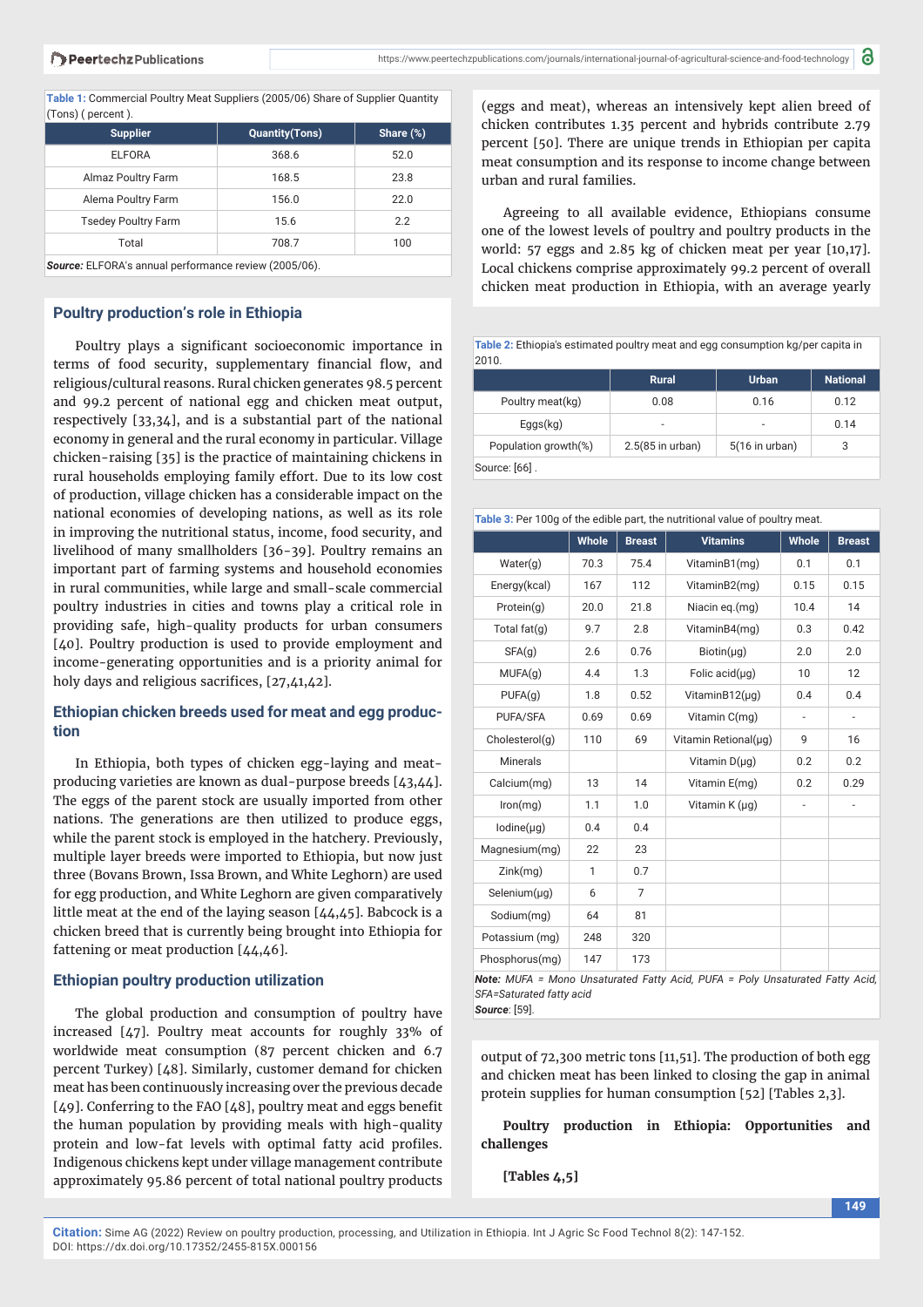Table 1: Commercial Poultry Meat Suppliers (2005/06) Share of Supplier Quantity (Tons) ( percent ).

| Supplier | Quantity(Tons) | Share (%) |
|---|---|---|
| ELFORA | 368.6 | 52.0 |
| Almaz Poultry Farm | 168.5 | 23.8 |
| Alema Poultry Farm | 156.0 | 22.0 |
| Tsedey Poultry Farm | 15.6 | 2.2 |
| Total | 708.7 | 100 |

***Source:*** ELFORA's annual performance review (2005/06).

## Poultry production's role in Ethiopia

Poultry plays a significant socioeconomic importance in terms of food security, supplementary financial flow, and religious/cultural reasons. Rural chicken generates 98.5 percent and 99.2 percent of national egg and chicken meat output, respectively [33,34], and is a substantial part of the national economy in general and the rural economy in particular. Village chicken-raising [35] is the practice of maintaining chickens in rural households employing family effort. Due to its low cost of production, village chicken has a considerable impact on the national economies of developing nations, as well as its role in improving the nutritional status, income, food security, and livelihood of many smallholders [36-39]. Poultry remains an important part of farming systems and household economies in rural communities, while large and small-scale commercial poultry industries in cities and towns play a critical role in providing safe, high-quality products for urban consumers [40]. Poultry production is used to provide employment and income-generating opportunities and is a priority animal for holy days and religious sacrifices, [27,41,42].

## Ethiopian chicken breeds used for meat and egg production

In Ethiopia, both types of chicken egg-laying and meat-producing varieties are known as dual-purpose breeds [43,44]. The eggs of the parent stock are usually imported from other nations. The generations are then utilized to produce eggs, while the parent stock is employed in the hatchery. Previously, multiple layer breeds were imported to Ethiopia, but now just three (Bovans Brown, Issa Brown, and White Leghorn) are used for egg production, and White Leghorn are given comparatively little meat at the end of the laying season [44,45]. Babcock is a chicken breed that is currently being brought into Ethiopia for fattening or meat production [44,46].

## Ethiopian poultry production utilization

The global production and consumption of poultry have increased [47]. Poultry meat accounts for roughly 33% of worldwide meat consumption (87 percent chicken and 6.7 percent Turkey) [48]. Similarly, customer demand for chicken meat has been continuously increasing over the previous decade [49]. Conferring to the FAO [48], poultry meat and eggs benefit the human population by providing meals with high-quality protein and low-fat levels with optimal fatty acid profiles. Indigenous chickens kept under village management contribute approximately 95.86 percent of total national poultry products (eggs and meat), whereas an intensively kept alien breed of chicken contributes 1.35 percent and hybrids contribute 2.79 percent [50]. There are unique trends in Ethiopian per capita meat consumption and its response to income change between urban and rural families.

Agreeing to all available evidence, Ethiopians consume one of the lowest levels of poultry and poultry products in the world: 57 eggs and 2.85 kg of chicken meat per year [10,17]. Local chickens comprise approximately 99.2 percent of overall chicken meat production in Ethiopia, with an average yearly output of 72,300 metric tons [11,51]. The production of both egg and chicken meat has been linked to closing the gap in animal protein supplies for human consumption [52] [Tables 2,3].

Table 2: Ethiopia's estimated poultry meat and egg consumption kg/per capita in 2010.

| | Rural | Urban | National |
|---|---|---|---|
| Poultry meat(kg) | 0.08 | 0.16 | 0.12 |
| Eggs(kg) | - | - | 0.14 |
| Population growth(%) | 2.5(85 in urban) | 5(16 in urban) | 3 |

Source: [66] .

Table 3: Per 100g of the edible part, the nutritional value of poultry meat.

| | Whole | Breast | Vitamins | Whole | Breast |
|---|---|---|---|---|---|
| Water(g) | 70.3 | 75.4 | VitaminB1(mg) | 0.1 | 0.1 |
| Energy(kcal) | 167 | 112 | VitaminB2(mg) | 0.15 | 0.15 |
| Protein(g) | 20.0 | 21.8 | Niacin eq.(mg) | 10.4 | 14 |
| Total fat(g) | 9.7 | 2.8 | VitaminB4(mg) | 0.3 | 0.42 |
| SFA(g) | 2.6 | 0.76 | Biotin(μg) | 2.0 | 2.0 |
| MUFA(g) | 4.4 | 1.3 | Folic acid(μg) | 10 | 12 |
| PUFA(g) | 1.8 | 0.52 | VitaminB12(μg) | 0.4 | 0.4 |
| PUFA/SFA | 0.69 | 0.69 | Vitamin C(mg) | - | - |
| Cholesterol(g) | 110 | 69 | Vitamin Retional(μg) | 9 | 16 |
| Minerals | | | Vitamin D(μg) | 0.2 | 0.2 |
| Calcium(mg) | 13 | 14 | Vitamin E(mg) | 0.2 | 0.29 |
| Iron(mg) | 1.1 | 1.0 | Vitamin K (μg) | - | - |
| Iodine(μg) | 0.4 | 0.4 | | | |
| Magnesium(mg) | 22 | 23 | | | |
| Zink(mg) | 1 | 0.7 | | | |
| Selenium(μg) | 6 | 7 | | | |
| Sodium(mg) | 64 | 81 | | | |
| Potassium (mg) | 248 | 320 | | | |
| Phosphorus(mg) | 147 | 173 | | | |

***Note:*** *MUFA = Mono Unsaturated Fatty Acid, PUFA = Poly Unsaturated Fatty Acid, SFA=Saturated fatty acid*

***Source***: [59].

**Poultry production in Ethiopia: Opportunities and challenges**

**[Tables 4,5]**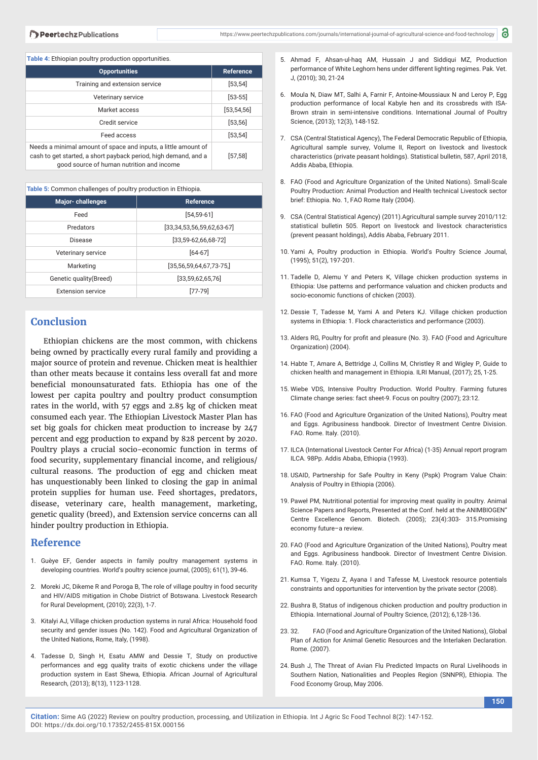Table 4: Ethiopian poultry production opportunities.

| Opportunities | Reference |
|---|---|
| Training and extension service | [53,54] |
| Veterinary service | [53-55] |
| Market access | [53,54,56] |
| Credit service | [53,56] |
| Feed access | [53,54] |
| Needs a minimal amount of space and inputs, a little amount of cash to get started, a short payback period, high demand, and a good source of human nutrition and income | [57,58] |

Table 5: Common challenges of poultry production in Ethiopia.

| Major- challenges | Reference |
|---|---|
| Feed | [54,59-61] |
| Predators | [33,34,53,56,59,62,63-67] |
| Disease | [33,59-62,66,68-72] |
| Veterinary service | [64-67] |
| Marketing | [35,56,59,64,67,73-75,] |
| Genetic quality(Breed) | [33,59,62,65,76] |
| Extension service | [77-79] |

## Conclusion

Ethiopian chickens are the most common, with chickens being owned by practically every rural family and providing a major source of protein and revenue. Chicken meat is healthier than other meats because it contains less overall fat and more beneficial monounsaturated fats. Ethiopia has one of the lowest per capita poultry and poultry product consumption rates in the world, with 57 eggs and 2.85 kg of chicken meat consumed each year. The Ethiopian Livestock Master Plan has set big goals for chicken meat production to increase by 247 percent and egg production to expand by 828 percent by 2020. Poultry plays a crucial socio-economic function in terms of food security, supplementary financial income, and religious/cultural reasons. The production of egg and chicken meat has unquestionably been linked to closing the gap in animal protein supplies for human use. Feed shortages, predators, disease, veterinary care, health management, marketing, genetic quality (breed), and Extension service concerns can all hinder poultry production in Ethiopia.

## Reference

1. Guèye EF, Gender aspects in family poultry management systems in developing countries. World's poultry science journal, (2005); 61(1), 39-46.
2. Moreki JC, Dikeme R and Poroga B, The role of village poultry in food security and HIV/AIDS mitigation in Chobe District of Botswana. Livestock Research for Rural Development, (2010); 22(3), 1-7.
3. Kitalyi AJ, Village chicken production systems in rural Africa: Household food security and gender issues (No. 142). Food and Agricultural Organization of the United Nations, Rome, Italy, (1998).
4. Tadesse D, Singh H, Esatu AMW and Dessie T, Study on productive performances and egg quality traits of exotic chickens under the village production system in East Shewa, Ethiopia. African Journal of Agricultural Research, (2013); 8(13), 1123-1128.
5. Ahmad F, Ahsan-ul-haq AM, Hussain J and Siddiqui MZ, Production performance of White Leghorn hens under different lighting regimes. Pak. Vet. J, (2010); 30, 21-24
6. Moula N, Diaw MT, Salhi A, Farnir F, Antoine-Moussiaux N and Leroy P, Egg production performance of local Kabyle hen and its crossbreds with ISA-Brown strain in semi-intensive conditions. International Journal of Poultry Science, (2013); 12(3), 148-152.
7. CSA (Central Statistical Agency), The Federal Democratic Republic of Ethiopia, Agricultural sample survey, Volume II, Report on livestock and livestock characteristics (private peasant holdings). Statistical bulletin, 587, April 2018, Addis Ababa, Ethiopia.
8. FAO (Food and Agriculture Organization of the United Nations). Small-Scale Poultry Production: Animal Production and Health technical Livestock sector brief: Ethiopia. No. 1, FAO Rome Italy (2004).
9. CSA (Central Statistical Agency) (2011).Agricultural sample survey 2010/112: statistical bulletin 505. Report on livestock and livestock characteristics (prevent peasant holdings), Addis Ababa, February 2011.
10. Yami A, Poultry production in Ethiopia. World's Poultry Science Journal, (1995); 51(2), 197-201.
11. Tadelle D, Alemu Y and Peters K, Village chicken production systems in Ethiopia: Use patterns and performance valuation and chicken products and socio-economic functions of chicken (2003).
12. Dessie T, Tadesse M, Yami A and Peters KJ. Village chicken production systems in Ethiopia: 1. Flock characteristics and performance (2003).
13. Alders RG, Poultry for profit and pleasure (No. 3). FAO (Food and Agriculture Organization) (2004).
14. Habte T, Amare A, Bettridge J, Collins M, Christley R and Wigley P, Guide to chicken health and management in Ethiopia. ILRI Manual, (2017); 25, 1-25.
15. Wiebe VDS, Intensive Poultry Production. World Poultry. Farming futures Climate change series: fact sheet-9. Focus on poultry (2007); 23:12.
16. FAO (Food and Agriculture Organization of the United Nations), Poultry meat and Eggs. Agribusiness handbook. Director of Investment Centre Division. FAO. Rome. Italy. (2010).
17. ILCA (International Livestock Center For Africa) (1-35) Annual report program ILCA. 98Pp. Addis Ababa, Ethiopia (1993).
18. USAID, Partnership for Safe Poultry in Keny (Pspk) Program Value Chain: Analysis of Poultry in Ethiopia (2006).
19. Paweł PM, Nutritional potential for improving meat quality in poultry. Animal Science Papers and Reports, Presented at the Conf. held at the ANIMBIOGEN" Centre Excellence Genom. Biotech. (2005); 23(4):303- 315.Promising economy future–a review.
20. FAO (Food and Agriculture Organization of the United Nations), Poultry meat and Eggs. Agribusiness handbook. Director of Investment Centre Division. FAO. Rome. Italy. (2010).
21. Kumsa T, Yigezu Z, Ayana I and Tafesse M, Livestock resource potentials constraints and opportunities for intervention by the private sector (2008).
22. Bushra B, Status of indigenous chicken production and poultry production in Ethiopia. International Journal of Poultry Science, (2012); 6,128-136.
23. 32. FAO (Food and Agriculture Organization of the United Nations), Global Plan of Action for Animal Genetic Resources and the Interlaken Declaration. Rome. (2007).
24. Bush J, The Threat of Avian Flu Predicted Impacts on Rural Livelihoods in Southern Nation, Nationalities and Peoples Region (SNNPR), Ethiopia. The Food Economy Group, May 2006.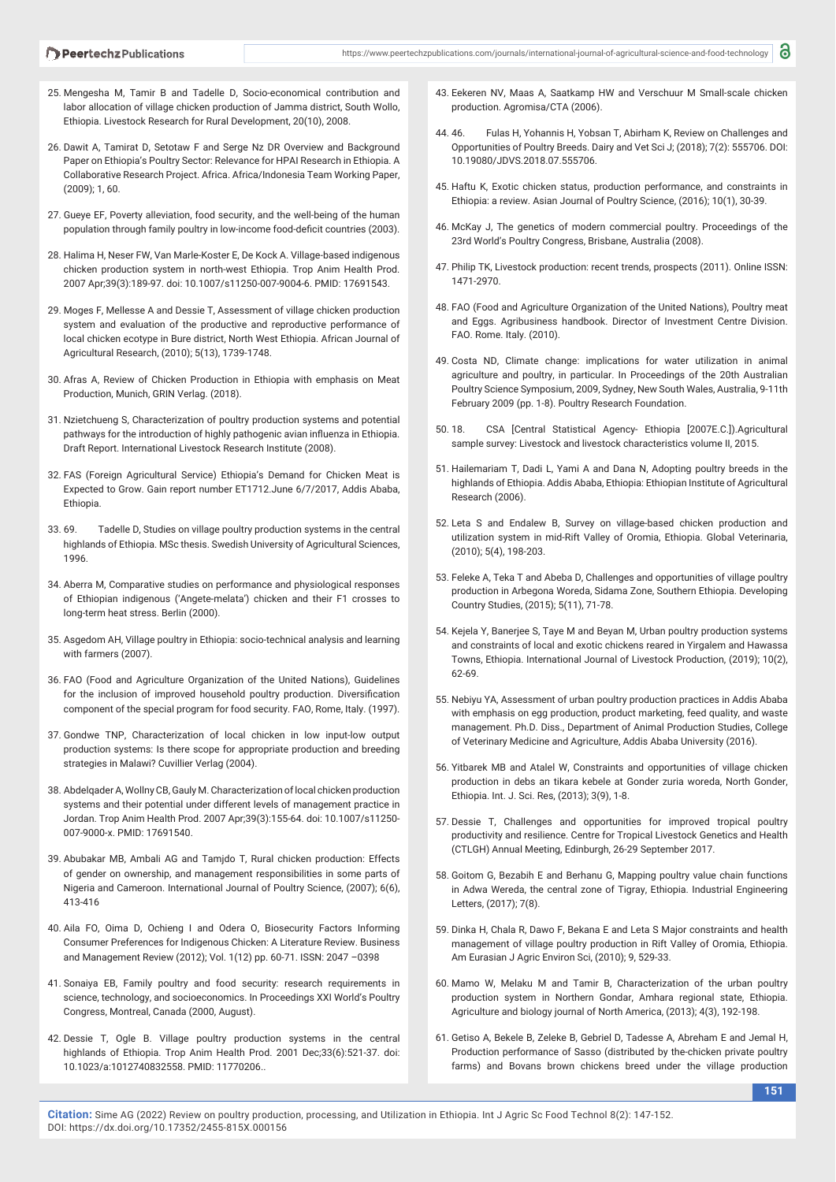25. Mengesha M, Tamir B and Tadelle D, Socio-economical contribution and labor allocation of village chicken production of Jamma district, South Wollo, Ethiopia. Livestock Research for Rural Development, 20(10), 2008.

26. Dawit A, Tamirat D, Setotaw F and Serge Nz DR Overview and Background Paper on Ethiopia's Poultry Sector: Relevance for HPAI Research in Ethiopia. A Collaborative Research Project. Africa. Africa/Indonesia Team Working Paper, (2009); 1, 60.

27. Gueye EF, Poverty alleviation, food security, and the well-being of the human population through family poultry in low-income food-deficit countries (2003).

28. Halima H, Neser FW, Van Marle-Koster E, De Kock A. Village-based indigenous chicken production system in north-west Ethiopia. Trop Anim Health Prod. 2007 Apr;39(3):189-97. doi: 10.1007/s11250-007-9004-6. PMID: 17691543.

29. Moges F, Mellesse A and Dessie T, Assessment of village chicken production system and evaluation of the productive and reproductive performance of local chicken ecotype in Bure district, North West Ethiopia. African Journal of Agricultural Research, (2010); 5(13), 1739-1748.

30. Afras A, Review of Chicken Production in Ethiopia with emphasis on Meat Production, Munich, GRIN Verlag. (2018).

31. Nzietchueng S, Characterization of poultry production systems and potential pathways for the introduction of highly pathogenic avian influenza in Ethiopia. Draft Report. International Livestock Research Institute (2008).

32. FAS (Foreign Agricultural Service) Ethiopia's Demand for Chicken Meat is Expected to Grow. Gain report number ET1712.June 6/7/2017, Addis Ababa, Ethiopia.

33. 69. Tadelle D, Studies on village poultry production systems in the central highlands of Ethiopia. MSc thesis. Swedish University of Agricultural Sciences, 1996.

34. Aberra M, Comparative studies on performance and physiological responses of Ethiopian indigenous ('Angete-melata') chicken and their F1 crosses to long-term heat stress. Berlin (2000).

35. Asgedom AH, Village poultry in Ethiopia: socio-technical analysis and learning with farmers (2007).

36. FAO (Food and Agriculture Organization of the United Nations), Guidelines for the inclusion of improved household poultry production. Diversification component of the special program for food security. FAO, Rome, Italy. (1997).

37. Gondwe TNP, Characterization of local chicken in low input-low output production systems: Is there scope for appropriate production and breeding strategies in Malawi? Cuvillier Verlag (2004).

38. Abdelqader A, Wollny CB, Gauly M. Characterization of local chicken production systems and their potential under different levels of management practice in Jordan. Trop Anim Health Prod. 2007 Apr;39(3):155-64. doi: 10.1007/s11250-007-9000-x. PMID: 17691540.

39. Abubakar MB, Ambali AG and Tamjdo T, Rural chicken production: Effects of gender on ownership, and management responsibilities in some parts of Nigeria and Cameroon. International Journal of Poultry Science, (2007); 6(6), 413-416

40. Aila FO, Oima D, Ochieng I and Odera O, Biosecurity Factors Informing Consumer Preferences for Indigenous Chicken: A Literature Review. Business and Management Review (2012); Vol. 1(12) pp. 60-71. ISSN: 2047 –0398

41. Sonaiya EB, Family poultry and food security: research requirements in science, technology, and socioeconomics. In Proceedings XXI World's Poultry Congress, Montreal, Canada (2000, August).

42. Dessie T, Ogle B. Village poultry production systems in the central highlands of Ethiopia. Trop Anim Health Prod. 2001 Dec;33(6):521-37. doi: 10.1023/a:1012740832558. PMID: 11770206..

43. Eekeren NV, Maas A, Saatkamp HW and Verschuur M Small-scale chicken production. Agromisa/CTA (2006).

44. 46. Fulas H, Yohannis H, Yobsan T, Abirham K, Review on Challenges and Opportunities of Poultry Breeds. Dairy and Vet Sci J; (2018); 7(2): 555706. DOI: 10.19080/JDVS.2018.07.555706.

45. Haftu K, Exotic chicken status, production performance, and constraints in Ethiopia: a review. Asian Journal of Poultry Science, (2016); 10(1), 30-39.

46. McKay J, The genetics of modern commercial poultry. Proceedings of the 23rd World's Poultry Congress, Brisbane, Australia (2008).

47. Philip TK, Livestock production: recent trends, prospects (2011). Online ISSN: 1471-2970.

48. FAO (Food and Agriculture Organization of the United Nations), Poultry meat and Eggs. Agribusiness handbook. Director of Investment Centre Division. FAO. Rome. Italy. (2010).

49. Costa ND, Climate change: implications for water utilization in animal agriculture and poultry, in particular. In Proceedings of the 20th Australian Poultry Science Symposium, 2009, Sydney, New South Wales, Australia, 9-11th February 2009 (pp. 1-8). Poultry Research Foundation.

50. 18. CSA [Central Statistical Agency- Ethiopia [2007E.C.]).Agricultural sample survey: Livestock and livestock characteristics volume II, 2015.

51. Hailemariam T, Dadi L, Yami A and Dana N, Adopting poultry breeds in the highlands of Ethiopia. Addis Ababa, Ethiopia: Ethiopian Institute of Agricultural Research (2006).

52. Leta S and Endalew B, Survey on village-based chicken production and utilization system in mid-Rift Valley of Oromia, Ethiopia. Global Veterinaria, (2010); 5(4), 198-203.

53. Feleke A, Teka T and Abeba D, Challenges and opportunities of village poultry production in Arbegona Woreda, Sidama Zone, Southern Ethiopia. Developing Country Studies, (2015); 5(11), 71-78.

54. Kejela Y, Banerjee S, Taye M and Beyan M, Urban poultry production systems and constraints of local and exotic chickens reared in Yirgalem and Hawassa Towns, Ethiopia. International Journal of Livestock Production, (2019); 10(2), 62-69.

55. Nebiyu YA, Assessment of urban poultry production practices in Addis Ababa with emphasis on egg production, product marketing, feed quality, and waste management. Ph.D. Diss., Department of Animal Production Studies, College of Veterinary Medicine and Agriculture, Addis Ababa University (2016).

56. Yitbarek MB and Atalel W, Constraints and opportunities of village chicken production in debs an tikara kebele at Gonder zuria woreda, North Gonder, Ethiopia. Int. J. Sci. Res, (2013); 3(9), 1-8.

57. Dessie T, Challenges and opportunities for improved tropical poultry productivity and resilience. Centre for Tropical Livestock Genetics and Health (CTLGH) Annual Meeting, Edinburgh, 26-29 September 2017.

58. Goitom G, Bezabih E and Berhanu G, Mapping poultry value chain functions in Adwa Wereda, the central zone of Tigray, Ethiopia. Industrial Engineering Letters, (2017); 7(8).

59. Dinka H, Chala R, Dawo F, Bekana E and Leta S Major constraints and health management of village poultry production in Rift Valley of Oromia, Ethiopia. Am Eurasian J Agric Environ Sci, (2010); 9, 529-33.

60. Mamo W, Melaku M and Tamir B, Characterization of the urban poultry production system in Northern Gondar, Amhara regional state, Ethiopia. Agriculture and biology journal of North America, (2013); 4(3), 192-198.

61. Getiso A, Bekele B, Zeleke B, Gebriel D, Tadesse A, Abreham E and Jemal H, Production performance of Sasso (distributed by the-chicken private poultry farms) and Bovans brown chickens breed under the village production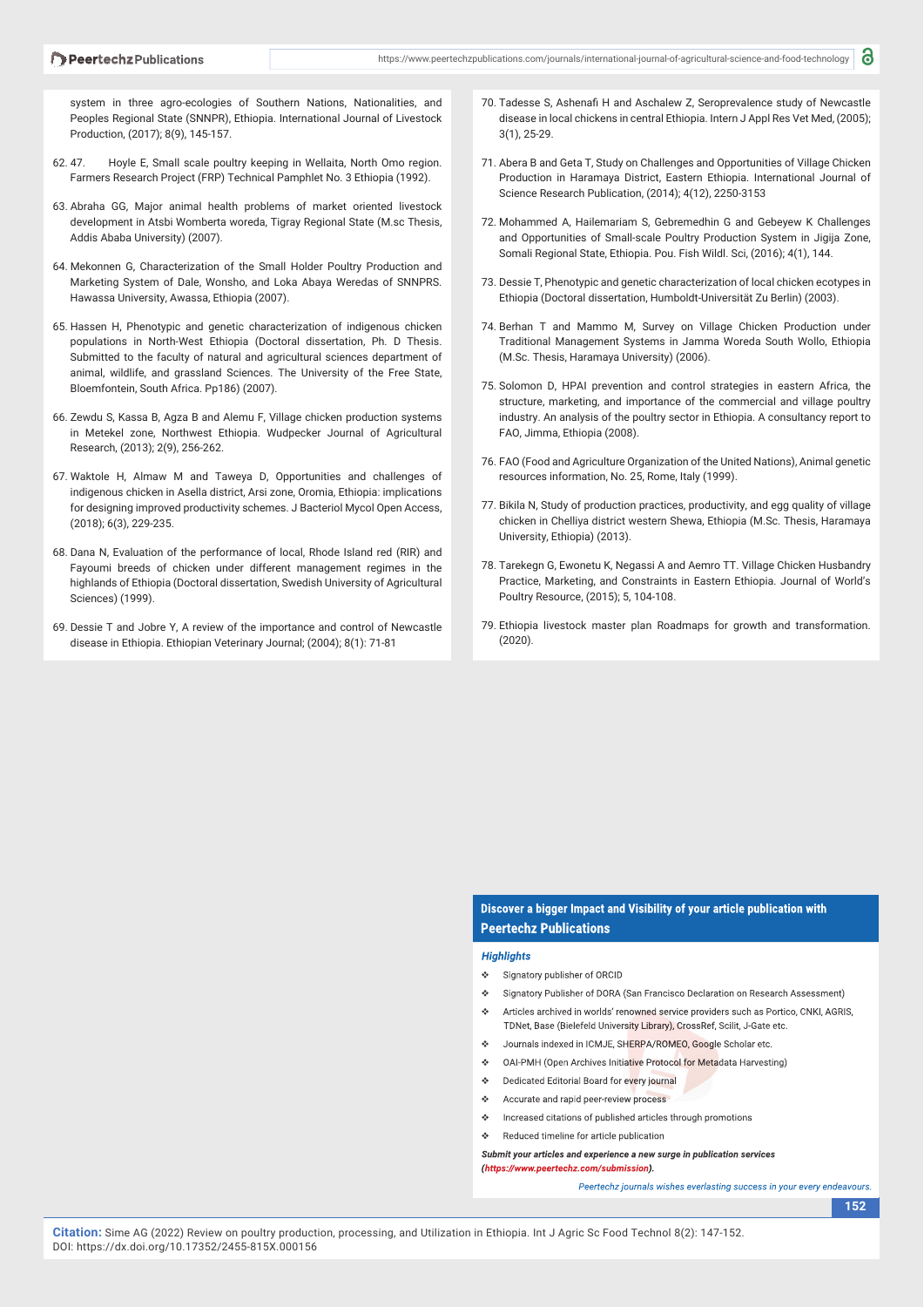system in three agro-ecologies of Southern Nations, Nationalities, and Peoples Regional State (SNNPR), Ethiopia. International Journal of Livestock Production, (2017); 8(9), 145-157.

62. 47. Hoyle E, Small scale poultry keeping in Wellaita, North Omo region. Farmers Research Project (FRP) Technical Pamphlet No. 3 Ethiopia (1992).

63. Abraha GG, Major animal health problems of market oriented livestock development in Atsbi Womberta woreda, Tigray Regional State (M.sc Thesis, Addis Ababa University) (2007).

64. Mekonnen G, Characterization of the Small Holder Poultry Production and Marketing System of Dale, Wonsho, and Loka Abaya Weredas of SNNPRS. Hawassa University, Awassa, Ethiopia (2007).

65. Hassen H, Phenotypic and genetic characterization of indigenous chicken populations in North-West Ethiopia (Doctoral dissertation, Ph. D Thesis. Submitted to the faculty of natural and agricultural sciences department of animal, wildlife, and grassland Sciences. The University of the Free State, Bloemfontein, South Africa. Pp186) (2007).

66. Zewdu S, Kassa B, Agza B and Alemu F, Village chicken production systems in Metekel zone, Northwest Ethiopia. Wudpecker Journal of Agricultural Research, (2013); 2(9), 256-262.

67. Waktole H, Almaw M and Taweya D, Opportunities and challenges of indigenous chicken in Asella district, Arsi zone, Oromia, Ethiopia: implications for designing improved productivity schemes. J Bacteriol Mycol Open Access, (2018); 6(3), 229-235.

68. Dana N, Evaluation of the performance of local, Rhode Island red (RIR) and Fayoumi breeds of chicken under different management regimes in the highlands of Ethiopia (Doctoral dissertation, Swedish University of Agricultural Sciences) (1999).

69. Dessie T and Jobre Y, A review of the importance and control of Newcastle disease in Ethiopia. Ethiopian Veterinary Journal; (2004); 8(1): 71-81

70. Tadesse S, Ashenafi H and Aschalew Z, Seroprevalence study of Newcastle disease in local chickens in central Ethiopia. Intern J Appl Res Vet Med, (2005); 3(1), 25-29.

71. Abera B and Geta T, Study on Challenges and Opportunities of Village Chicken Production in Haramaya District, Eastern Ethiopia. International Journal of Science Research Publication, (2014); 4(12), 2250-3153

72. Mohammed A, Hailemariam S, Gebremedhin G and Gebeyew K Challenges and Opportunities of Small-scale Poultry Production System in Jigija Zone, Somali Regional State, Ethiopia. Pou. Fish Wildl. Sci, (2016); 4(1), 144.

73. Dessie T, Phenotypic and genetic characterization of local chicken ecotypes in Ethiopia (Doctoral dissertation, Humboldt-Universität Zu Berlin) (2003).

74. Berhan T and Mammo M, Survey on Village Chicken Production under Traditional Management Systems in Jamma Woreda South Wollo, Ethiopia (M.Sc. Thesis, Haramaya University) (2006).

75. Solomon D, HPAI prevention and control strategies in eastern Africa, the structure, marketing, and importance of the commercial and village poultry industry. An analysis of the poultry sector in Ethiopia. A consultancy report to FAO, Jimma, Ethiopia (2008).

76. FAO (Food and Agriculture Organization of the United Nations), Animal genetic resources information, No. 25, Rome, Italy (1999).

77. Bikila N, Study of production practices, productivity, and egg quality of village chicken in Chelliya district western Shewa, Ethiopia (M.Sc. Thesis, Haramaya University, Ethiopia) (2013).

78. Tarekegn G, Ewonetu K, Negassi A and Aemro TT. Village Chicken Husbandry Practice, Marketing, and Constraints in Eastern Ethiopia. Journal of World's Poultry Resource, (2015); 5, 104-108.

79. Ethiopia livestock master plan Roadmaps for growth and transformation. (2020).

**Discover a bigger Impact and Visibility of your article publication with Peertechz Publications**

***Highlights***

- Signatory publisher of ORCID
- Signatory Publisher of DORA (San Francisco Declaration on Research Assessment)
- Articles archived in worlds' renowned service providers such as Portico, CNKI, AGRIS, TDNet, Base (Bielefeld University Library), CrossRef, Scilit, J-Gate etc.
- Journals indexed in ICMJE, SHERPA/ROMEO, Google Scholar etc.
- OAI-PMH (Open Archives Initiative Protocol for Metadata Harvesting)
- Dedicated Editorial Board for every journal
- Accurate and rapid peer-review process
- Increased citations of published articles through promotions
- Reduced timeline for article publication

***Submit your articles and experience a new surge in publication services (https://www.peertechz.com/submission).***

*Peertechz journals wishes everlasting success in your every endeavours.*